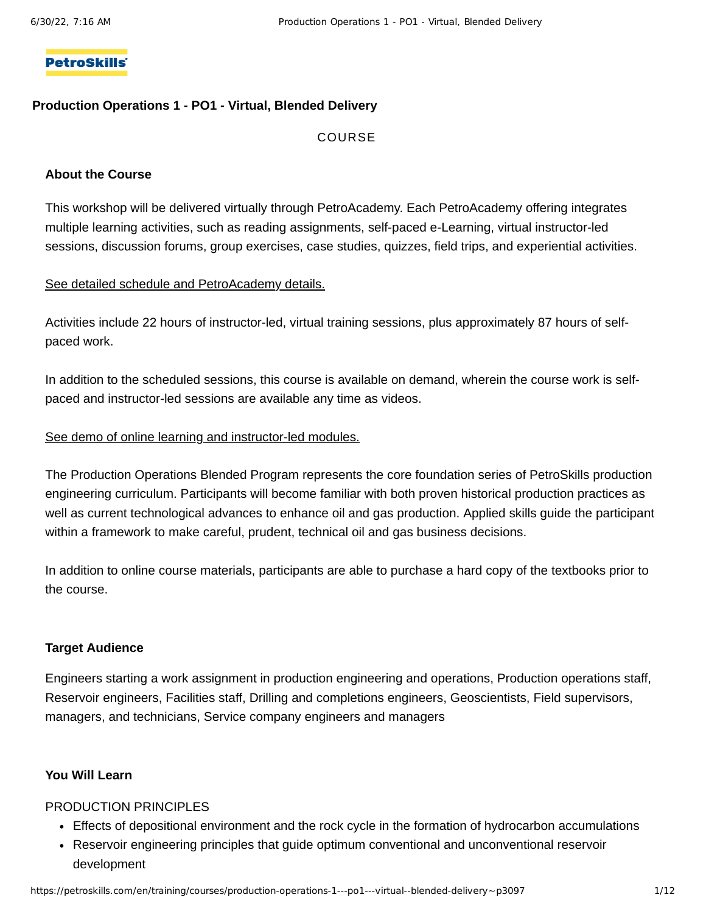# Production Operations 1 - PO1 - Virtual, Blended Delivery

COURSE

## About the Course

This workshop will be delivered virtually through PetroAcademy. Each PetroAcademy offering integrates multiple learning activities, such as reading assignments, self-paced e-Learning, virtual instructor-led sessions, discussion forums, group exercises, case studies, quizzes, field trips, and experiential activities.

See detailed schedule and PetroAcademy details.

Activities include 22 hours of instructor-led, virtual training sessions, plus approximately 87 hours of self-paced work.

In addition to the scheduled sessions, this course is available on demand, wherein the course work is self-paced and instructor-led sessions are available any time as videos.

See demo of online learning and instructor-led modules.

The Production Operations Blended Program represents the core foundation series of PetroSkills production engineering curriculum. Participants will become familiar with both proven historical production practices as well as current technological advances to enhance oil and gas production. Applied skills guide the participant within a framework to make careful, prudent, technical oil and gas business decisions.

In addition to online course materials, participants are able to purchase a hard copy of the textbooks prior to the course.

## Target Audience

Engineers starting a work assignment in production engineering and operations, Production operations staff, Reservoir engineers, Facilities staff, Drilling and completions engineers, Geoscientists, Field supervisors, managers, and technicians, Service company engineers and managers

## You Will Learn

PRODUCTION PRINCIPLES

- Effects of depositional environment and the rock cycle in the formation of hydrocarbon accumulations
- Reservoir engineering principles that guide optimum conventional and unconventional reservoir development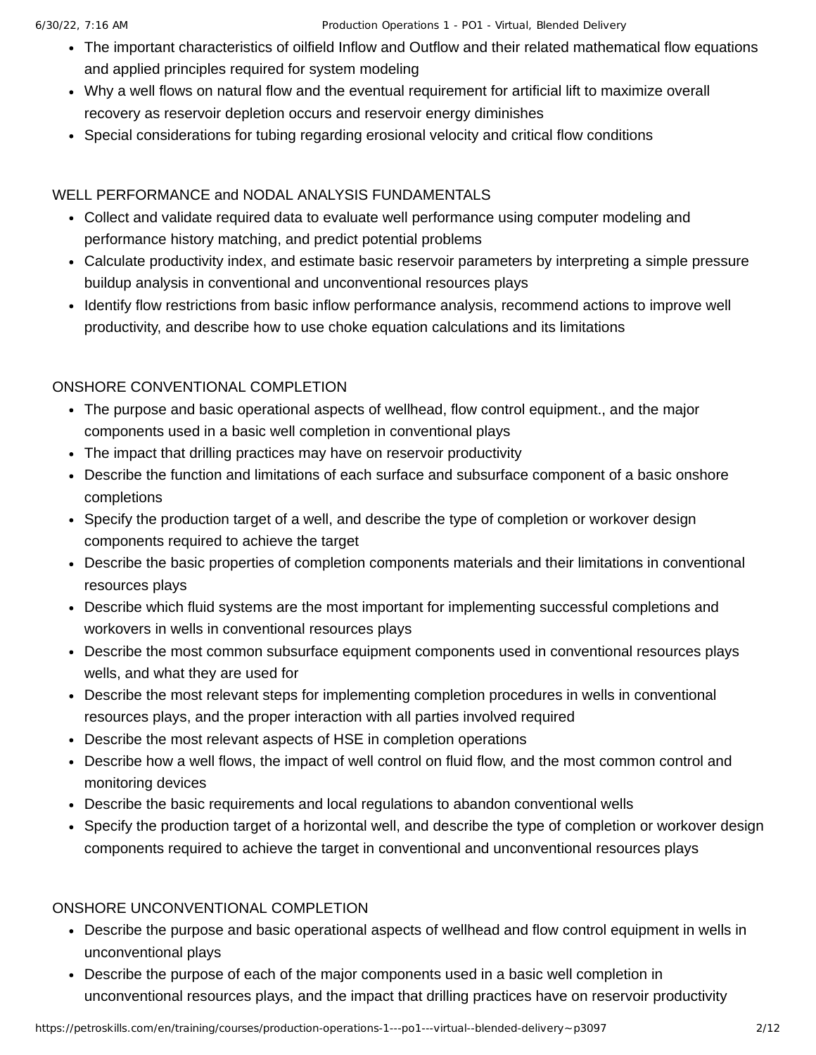- The important characteristics of oilfield Inflow and Outflow and their related mathematical flow equations and applied principles required for system modeling
- Why a well flows on natural flow and the eventual requirement for artificial lift to maximize overall recovery as reservoir depletion occurs and reservoir energy diminishes
- Special considerations for tubing regarding erosional velocity and critical flow conditions

## WELL PERFORMANCE and NODAL ANALYSIS FUNDAMENTALS

- Collect and validate required data to evaluate well performance using computer modeling and performance history matching, and predict potential problems
- Calculate productivity index, and estimate basic reservoir parameters by interpreting a simple pressure buildup analysis in conventional and unconventional resources plays
- Identify flow restrictions from basic inflow performance analysis, recommend actions to improve well productivity, and describe how to use choke equation calculations and its limitations

## ONSHORE CONVENTIONAL COMPLETION

- The purpose and basic operational aspects of wellhead, flow control equipment., and the major components used in a basic well completion in conventional plays
- The impact that drilling practices may have on reservoir productivity
- Describe the function and limitations of each surface and subsurface component of a basic onshore completions
- Specify the production target of a well, and describe the type of completion or workover design components required to achieve the target
- Describe the basic properties of completion components materials and their limitations in conventional resources plays
- Describe which fluid systems are the most important for implementing successful completions and workovers in wells in conventional resources plays
- Describe the most common subsurface equipment components used in conventional resources plays wells, and what they are used for
- Describe the most relevant steps for implementing completion procedures in wells in conventional resources plays, and the proper interaction with all parties involved required
- Describe the most relevant aspects of HSE in completion operations
- Describe how a well flows, the impact of well control on fluid flow, and the most common control and monitoring devices
- Describe the basic requirements and local regulations to abandon conventional wells
- Specify the production target of a horizontal well, and describe the type of completion or workover design components required to achieve the target in conventional and unconventional resources plays

## ONSHORE UNCONVENTIONAL COMPLETION

- Describe the purpose and basic operational aspects of wellhead and flow control equipment in wells in unconventional plays
- Describe the purpose of each of the major components used in a basic well completion in unconventional resources plays, and the impact that drilling practices have on reservoir productivity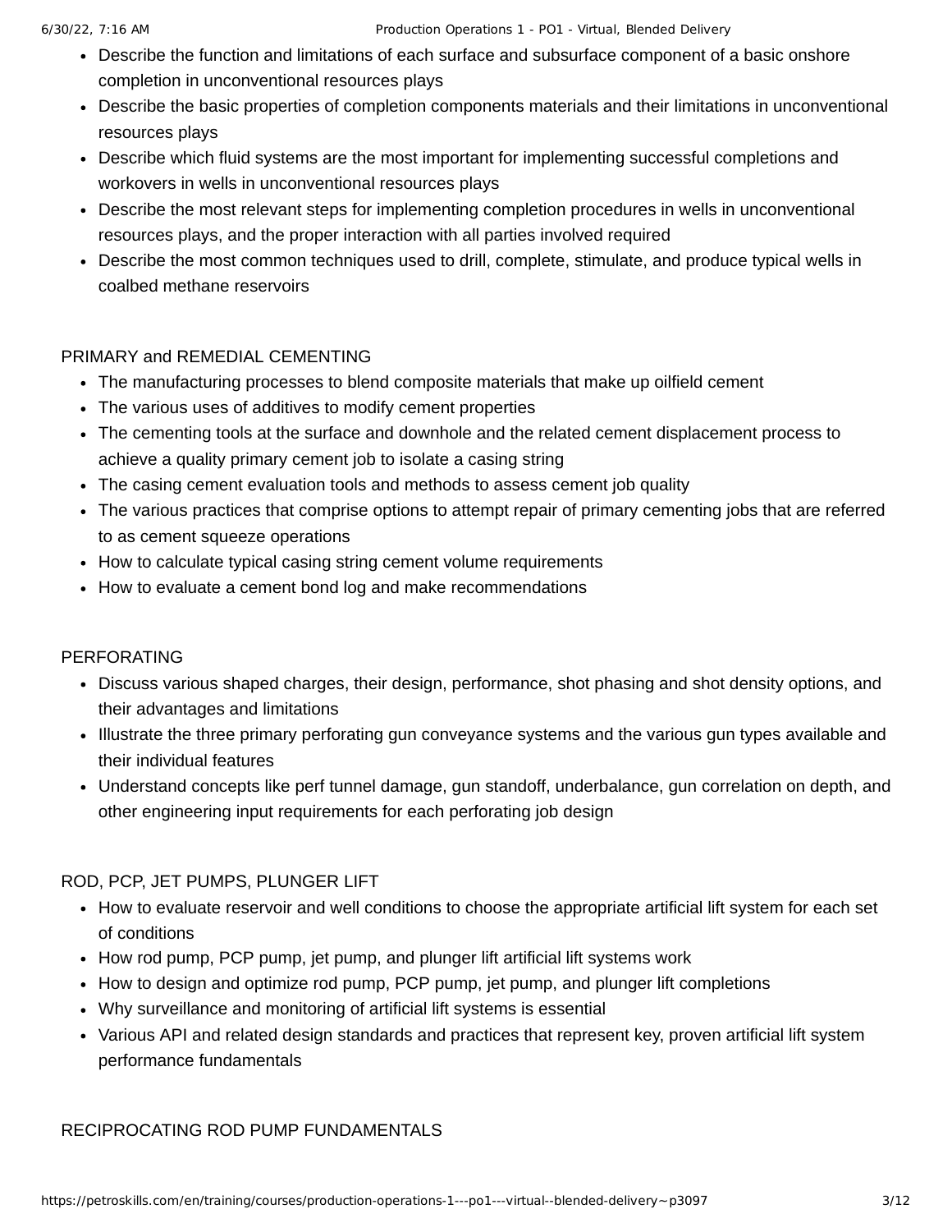- Describe the function and limitations of each surface and subsurface component of a basic onshore completion in unconventional resources plays
- Describe the basic properties of completion components materials and their limitations in unconventional resources plays
- Describe which fluid systems are the most important for implementing successful completions and workovers in wells in unconventional resources plays
- Describe the most relevant steps for implementing completion procedures in wells in unconventional resources plays, and the proper interaction with all parties involved required
- Describe the most common techniques used to drill, complete, stimulate, and produce typical wells in coalbed methane reservoirs

## PRIMARY and REMEDIAL CEMENTING

- The manufacturing processes to blend composite materials that make up oilfield cement
- The various uses of additives to modify cement properties
- The cementing tools at the surface and downhole and the related cement displacement process to achieve a quality primary cement job to isolate a casing string
- The casing cement evaluation tools and methods to assess cement job quality
- The various practices that comprise options to attempt repair of primary cementing jobs that are referred to as cement squeeze operations
- How to calculate typical casing string cement volume requirements
- How to evaluate a cement bond log and make recommendations

## PERFORATING

- Discuss various shaped charges, their design, performance, shot phasing and shot density options, and their advantages and limitations
- Illustrate the three primary perforating gun conveyance systems and the various gun types available and their individual features
- Understand concepts like perf tunnel damage, gun standoff, underbalance, gun correlation on depth, and other engineering input requirements for each perforating job design

## ROD, PCP, JET PUMPS, PLUNGER LIFT

- How to evaluate reservoir and well conditions to choose the appropriate artificial lift system for each set of conditions
- How rod pump, PCP pump, jet pump, and plunger lift artificial lift systems work
- How to design and optimize rod pump, PCP pump, jet pump, and plunger lift completions
- Why surveillance and monitoring of artificial lift systems is essential
- Various API and related design standards and practices that represent key, proven artificial lift system performance fundamentals

## RECIPROCATING ROD PUMP FUNDAMENTALS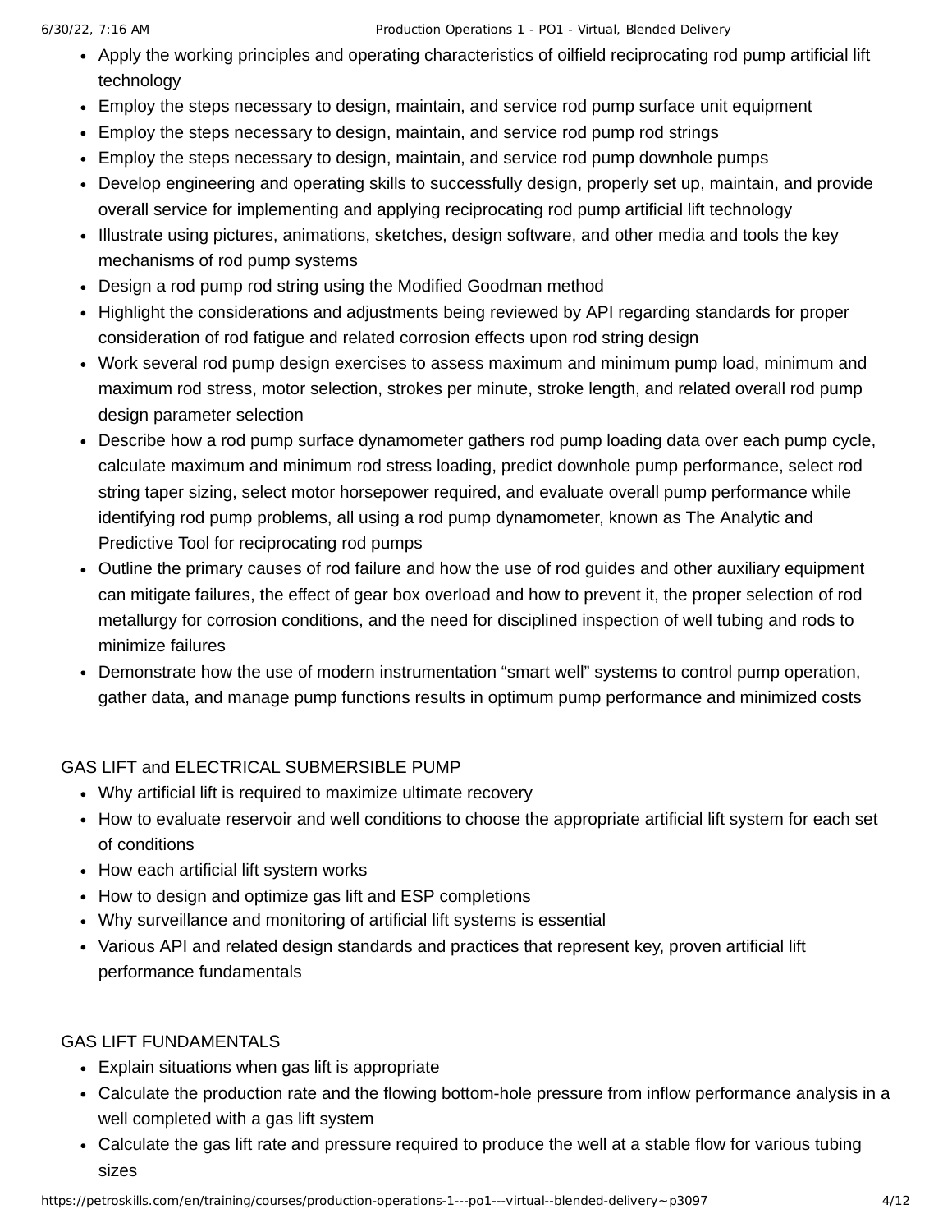- Apply the working principles and operating characteristics of oilfield reciprocating rod pump artificial lift technology
- Employ the steps necessary to design, maintain, and service rod pump surface unit equipment
- Employ the steps necessary to design, maintain, and service rod pump rod strings
- Employ the steps necessary to design, maintain, and service rod pump downhole pumps
- Develop engineering and operating skills to successfully design, properly set up, maintain, and provide overall service for implementing and applying reciprocating rod pump artificial lift technology
- Illustrate using pictures, animations, sketches, design software, and other media and tools the key mechanisms of rod pump systems
- Design a rod pump rod string using the Modified Goodman method
- Highlight the considerations and adjustments being reviewed by API regarding standards for proper consideration of rod fatigue and related corrosion effects upon rod string design
- Work several rod pump design exercises to assess maximum and minimum pump load, minimum and maximum rod stress, motor selection, strokes per minute, stroke length, and related overall rod pump design parameter selection
- Describe how a rod pump surface dynamometer gathers rod pump loading data over each pump cycle, calculate maximum and minimum rod stress loading, predict downhole pump performance, select rod string taper sizing, select motor horsepower required, and evaluate overall pump performance while identifying rod pump problems, all using a rod pump dynamometer, known as The Analytic and Predictive Tool for reciprocating rod pumps
- Outline the primary causes of rod failure and how the use of rod guides and other auxiliary equipment can mitigate failures, the effect of gear box overload and how to prevent it, the proper selection of rod metallurgy for corrosion conditions, and the need for disciplined inspection of well tubing and rods to minimize failures
- Demonstrate how the use of modern instrumentation “smart well” systems to control pump operation, gather data, and manage pump functions results in optimum pump performance and minimized costs

GAS LIFT and ELECTRICAL SUBMERSIBLE PUMP

- Why artificial lift is required to maximize ultimate recovery
- How to evaluate reservoir and well conditions to choose the appropriate artificial lift system for each set of conditions
- How each artificial lift system works
- How to design and optimize gas lift and ESP completions
- Why surveillance and monitoring of artificial lift systems is essential
- Various API and related design standards and practices that represent key, proven artificial lift performance fundamentals

GAS LIFT FUNDAMENTALS

- Explain situations when gas lift is appropriate
- Calculate the production rate and the flowing bottom-hole pressure from inflow performance analysis in a well completed with a gas lift system
- Calculate the gas lift rate and pressure required to produce the well at a stable flow for various tubing sizes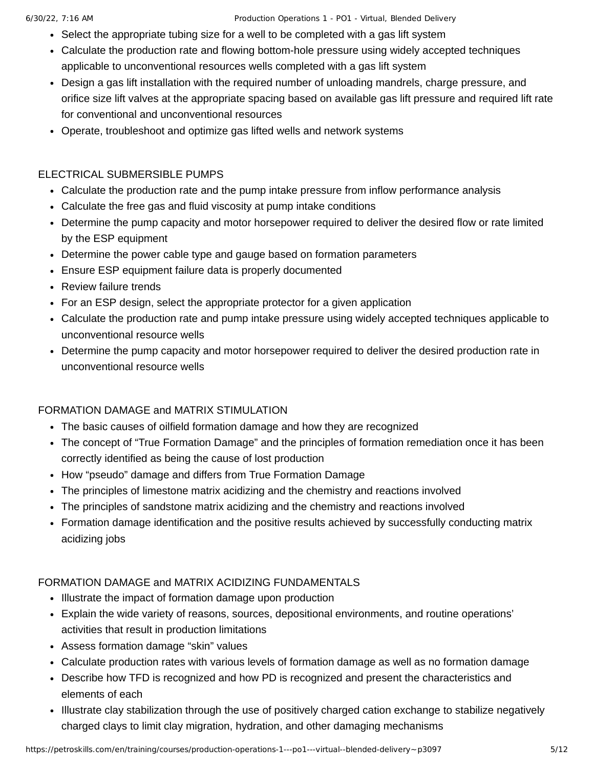- Select the appropriate tubing size for a well to be completed with a gas lift system
- Calculate the production rate and flowing bottom-hole pressure using widely accepted techniques applicable to unconventional resources wells completed with a gas lift system
- Design a gas lift installation with the required number of unloading mandrels, charge pressure, and orifice size lift valves at the appropriate spacing based on available gas lift pressure and required lift rate for conventional and unconventional resources
- Operate, troubleshoot and optimize gas lifted wells and network systems

ELECTRICAL SUBMERSIBLE PUMPS

- Calculate the production rate and the pump intake pressure from inflow performance analysis
- Calculate the free gas and fluid viscosity at pump intake conditions
- Determine the pump capacity and motor horsepower required to deliver the desired flow or rate limited by the ESP equipment
- Determine the power cable type and gauge based on formation parameters
- Ensure ESP equipment failure data is properly documented
- Review failure trends
- For an ESP design, select the appropriate protector for a given application
- Calculate the production rate and pump intake pressure using widely accepted techniques applicable to unconventional resource wells
- Determine the pump capacity and motor horsepower required to deliver the desired production rate in unconventional resource wells

FORMATION DAMAGE and MATRIX STIMULATION

- The basic causes of oilfield formation damage and how they are recognized
- The concept of “True Formation Damage” and the principles of formation remediation once it has been correctly identified as being the cause of lost production
- How “pseudo” damage and differs from True Formation Damage
- The principles of limestone matrix acidizing and the chemistry and reactions involved
- The principles of sandstone matrix acidizing and the chemistry and reactions involved
- Formation damage identification and the positive results achieved by successfully conducting matrix acidizing jobs

FORMATION DAMAGE and MATRIX ACIDIZING FUNDAMENTALS

- Illustrate the impact of formation damage upon production
- Explain the wide variety of reasons, sources, depositional environments, and routine operations’ activities that result in production limitations
- Assess formation damage “skin” values
- Calculate production rates with various levels of formation damage as well as no formation damage
- Describe how TFD is recognized and how PD is recognized and present the characteristics and elements of each
- Illustrate clay stabilization through the use of positively charged cation exchange to stabilize negatively charged clays to limit clay migration, hydration, and other damaging mechanisms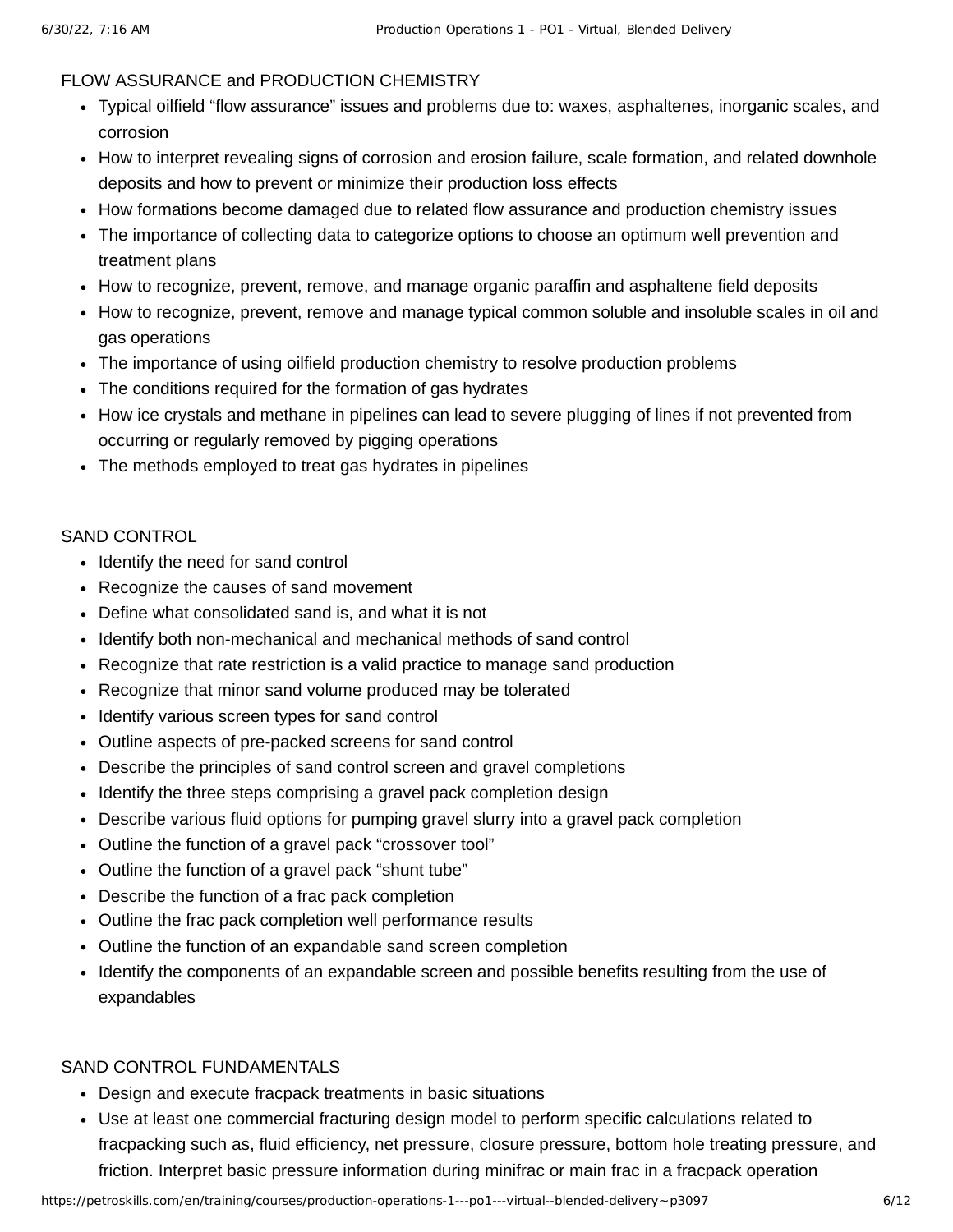FLOW ASSURANCE and PRODUCTION CHEMISTRY

- Typical oilfield “flow assurance” issues and problems due to: waxes, asphaltenes, inorganic scales, and corrosion
- How to interpret revealing signs of corrosion and erosion failure, scale formation, and related downhole deposits and how to prevent or minimize their production loss effects
- How formations become damaged due to related flow assurance and production chemistry issues
- The importance of collecting data to categorize options to choose an optimum well prevention and treatment plans
- How to recognize, prevent, remove, and manage organic paraffin and asphaltene field deposits
- How to recognize, prevent, remove and manage typical common soluble and insoluble scales in oil and gas operations
- The importance of using oilfield production chemistry to resolve production problems
- The conditions required for the formation of gas hydrates
- How ice crystals and methane in pipelines can lead to severe plugging of lines if not prevented from occurring or regularly removed by pigging operations
- The methods employed to treat gas hydrates in pipelines

SAND CONTROL

- Identify the need for sand control
- Recognize the causes of sand movement
- Define what consolidated sand is, and what it is not
- Identify both non-mechanical and mechanical methods of sand control
- Recognize that rate restriction is a valid practice to manage sand production
- Recognize that minor sand volume produced may be tolerated
- Identify various screen types for sand control
- Outline aspects of pre-packed screens for sand control
- Describe the principles of sand control screen and gravel completions
- Identify the three steps comprising a gravel pack completion design
- Describe various fluid options for pumping gravel slurry into a gravel pack completion
- Outline the function of a gravel pack “crossover tool”
- Outline the function of a gravel pack “shunt tube”
- Describe the function of a frac pack completion
- Outline the frac pack completion well performance results
- Outline the function of an expandable sand screen completion
- Identify the components of an expandable screen and possible benefits resulting from the use of expandables

SAND CONTROL FUNDAMENTALS

- Design and execute fracpack treatments in basic situations
- Use at least one commercial fracturing design model to perform specific calculations related to fracpacking such as, fluid efficiency, net pressure, closure pressure, bottom hole treating pressure, and friction. Interpret basic pressure information during minifrac or main frac in a fracpack operation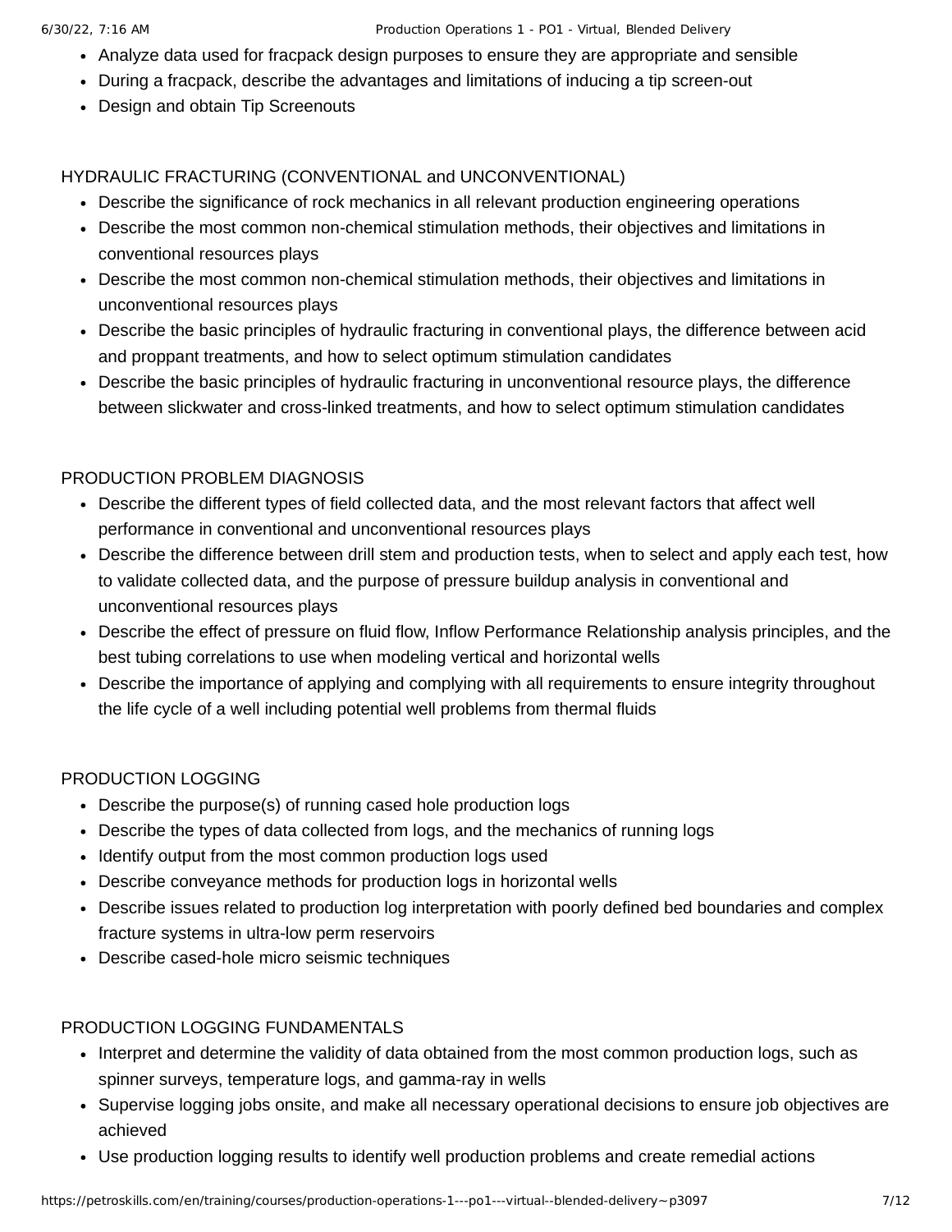- Analyze data used for fracpack design purposes to ensure they are appropriate and sensible
- During a fracpack, describe the advantages and limitations of inducing a tip screen-out
- Design and obtain Tip Screenouts

## HYDRAULIC FRACTURING (CONVENTIONAL and UNCONVENTIONAL)

- Describe the significance of rock mechanics in all relevant production engineering operations
- Describe the most common non-chemical stimulation methods, their objectives and limitations in conventional resources plays
- Describe the most common non-chemical stimulation methods, their objectives and limitations in unconventional resources plays
- Describe the basic principles of hydraulic fracturing in conventional plays, the difference between acid and proppant treatments, and how to select optimum stimulation candidates
- Describe the basic principles of hydraulic fracturing in unconventional resource plays, the difference between slickwater and cross-linked treatments, and how to select optimum stimulation candidates

## PRODUCTION PROBLEM DIAGNOSIS

- Describe the different types of field collected data, and the most relevant factors that affect well performance in conventional and unconventional resources plays
- Describe the difference between drill stem and production tests, when to select and apply each test, how to validate collected data, and the purpose of pressure buildup analysis in conventional and unconventional resources plays
- Describe the effect of pressure on fluid flow, Inflow Performance Relationship analysis principles, and the best tubing correlations to use when modeling vertical and horizontal wells
- Describe the importance of applying and complying with all requirements to ensure integrity throughout the life cycle of a well including potential well problems from thermal fluids

## PRODUCTION LOGGING

- Describe the purpose(s) of running cased hole production logs
- Describe the types of data collected from logs, and the mechanics of running logs
- Identify output from the most common production logs used
- Describe conveyance methods for production logs in horizontal wells
- Describe issues related to production log interpretation with poorly defined bed boundaries and complex fracture systems in ultra-low perm reservoirs
- Describe cased-hole micro seismic techniques

## PRODUCTION LOGGING FUNDAMENTALS

- Interpret and determine the validity of data obtained from the most common production logs, such as spinner surveys, temperature logs, and gamma-ray in wells
- Supervise logging jobs onsite, and make all necessary operational decisions to ensure job objectives are achieved
- Use production logging results to identify well production problems and create remedial actions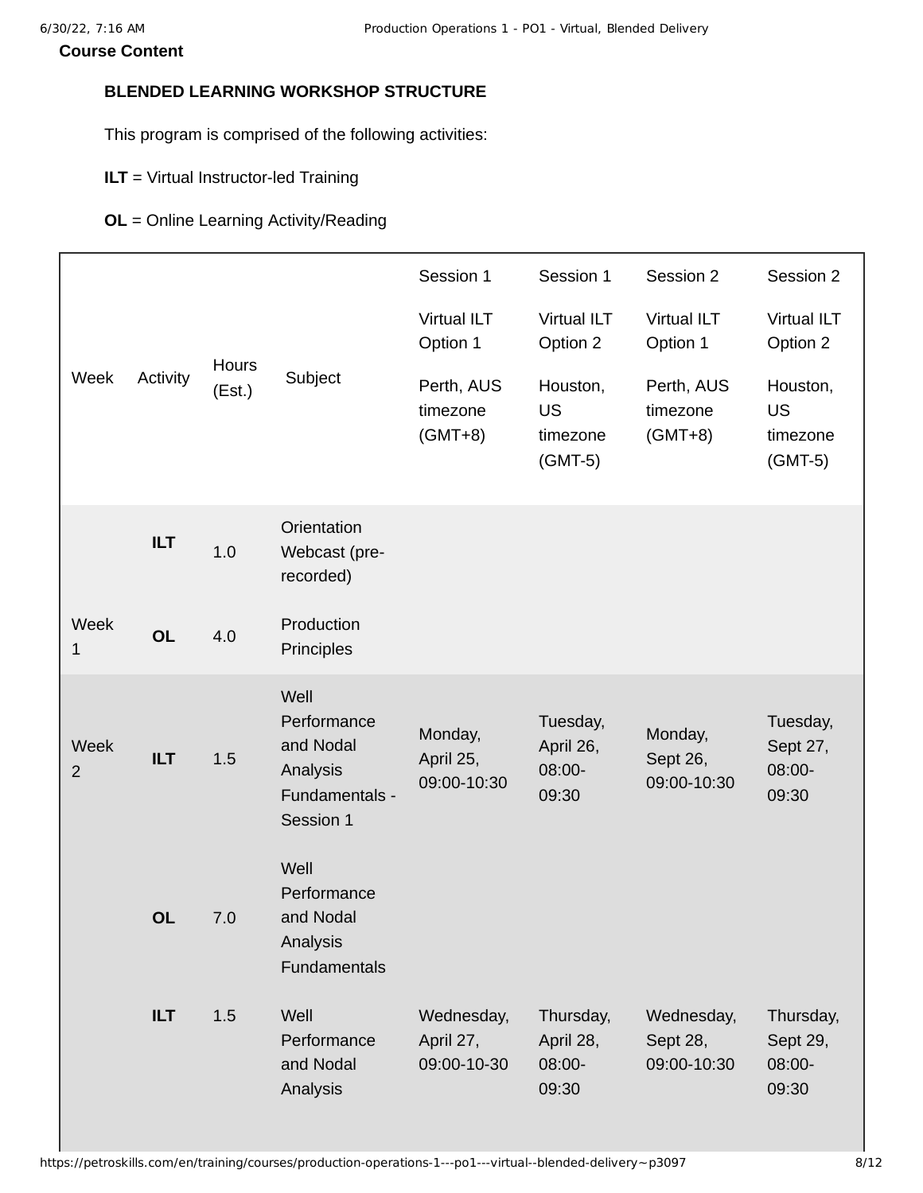**Course Content**

**BLENDED LEARNING WORKSHOP STRUCTURE**

This program is comprised of the following activities:

**ILT** = Virtual Instructor-led Training

**OL** = Online Learning Activity/Reading

| Week | Activity | Hours (Est.) | Subject | Session 1 Virtual ILT Option 1 Perth, AUS timezone (GMT+8) | Session 1 Virtual ILT Option 2 Houston, US timezone (GMT-5) | Session 2 Virtual ILT Option 1 Perth, AUS timezone (GMT+8) | Session 2 Virtual ILT Option 2 Houston, US timezone (GMT-5) |
|---|---|---|---|---|---|---|---|
| | **ILT** | 1.0 | Orientation Webcast (pre-recorded) | | | | |
| Week 1 | **OL** | 4.0 | Production Principles | | | | |
| Week 2 | **ILT** | 1.5 | Well Performance and Nodal Analysis Fundamentals - Session 1 | Monday, April 25, 09:00-10:30 | Tuesday, April 26, 08:00-09:30 | Monday, Sept 26, 09:00-10:30 | Tuesday, Sept 27, 08:00-09:30 |
| | **OL** | 7.0 | Well Performance and Nodal Analysis Fundamentals | | | | |
| | **ILT** | 1.5 | Well Performance and Nodal Analysis | Wednesday, April 27, 09:00-10-30 | Thursday, April 28, 08:00-09:30 | Wednesday, Sept 28, 09:00-10:30 | Thursday, Sept 29, 08:00-09:30 |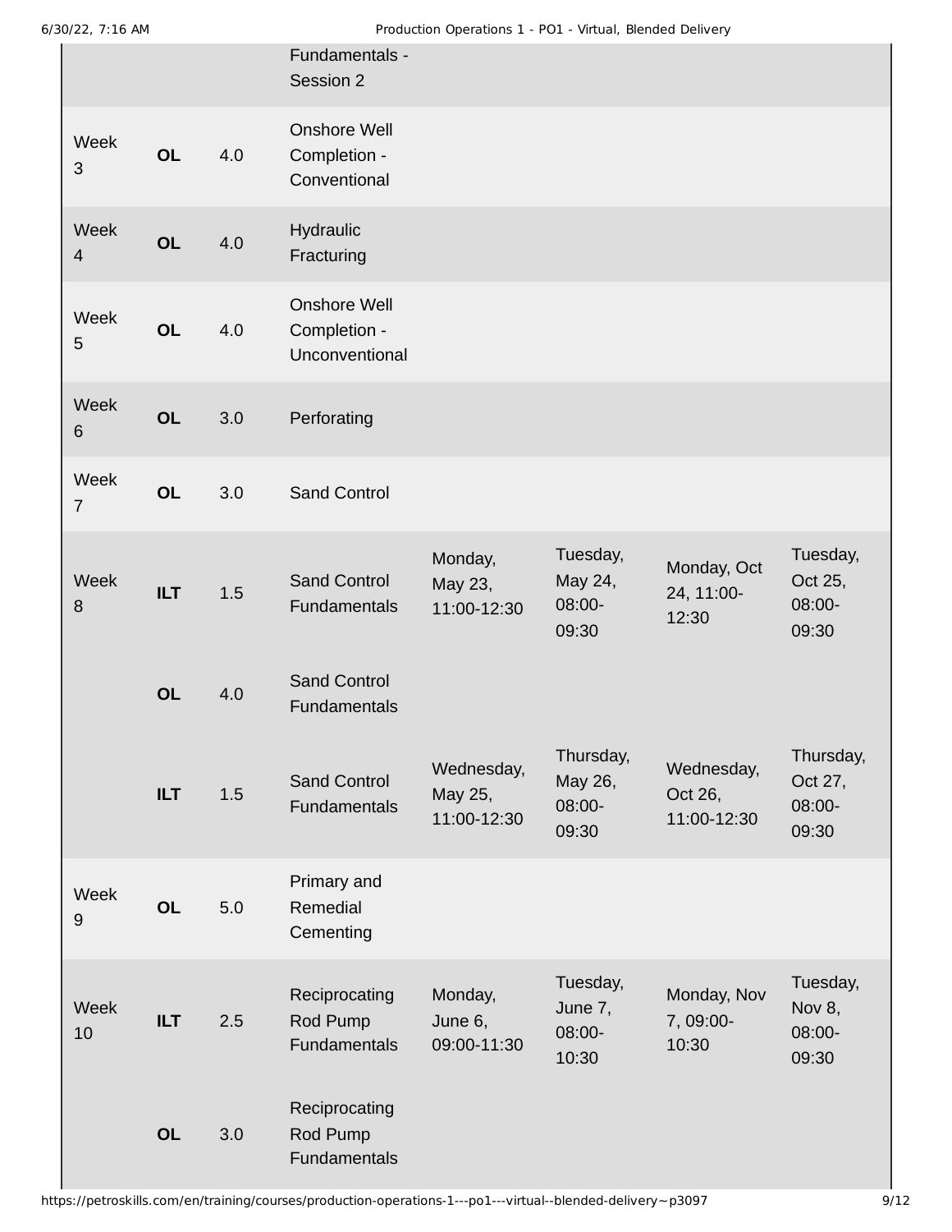| | | | | | | | |
|---|---|---|---|---|---|---|---|
| | | | Fundamentals - Session 2 | | | | |
| Week 3 | **OL** | 4.0 | Onshore Well Completion - Conventional | | | | |
| Week 4 | **OL** | 4.0 | Hydraulic Fracturing | | | | |
| Week 5 | **OL** | 4.0 | Onshore Well Completion - Unconventional | | | | |
| Week 6 | **OL** | 3.0 | Perforating | | | | |
| Week 7 | **OL** | 3.0 | Sand Control | | | | |
| Week 8 | **ILT** | 1.5 | Sand Control Fundamentals | Monday, May 23, 11:00-12:30 | Tuesday, May 24, 08:00-09:30 | Monday, Oct 24, 11:00-12:30 | Tuesday, Oct 25, 08:00-09:30 |
| | **OL** | 4.0 | Sand Control Fundamentals | | | | |
| | **ILT** | 1.5 | Sand Control Fundamentals | Wednesday, May 25, 11:00-12:30 | Thursday, May 26, 08:00-09:30 | Wednesday, Oct 26, 11:00-12:30 | Thursday, Oct 27, 08:00-09:30 |
| Week 9 | **OL** | 5.0 | Primary and Remedial Cementing | | | | |
| Week 10 | **ILT** | 2.5 | Reciprocating Rod Pump Fundamentals | Monday, June 6, 09:00-11:30 | Tuesday, June 7, 08:00-10:30 | Monday, Nov 7, 09:00-10:30 | Tuesday, Nov 8, 08:00-09:30 |
| | **OL** | 3.0 | Reciprocating Rod Pump Fundamentals | | | | |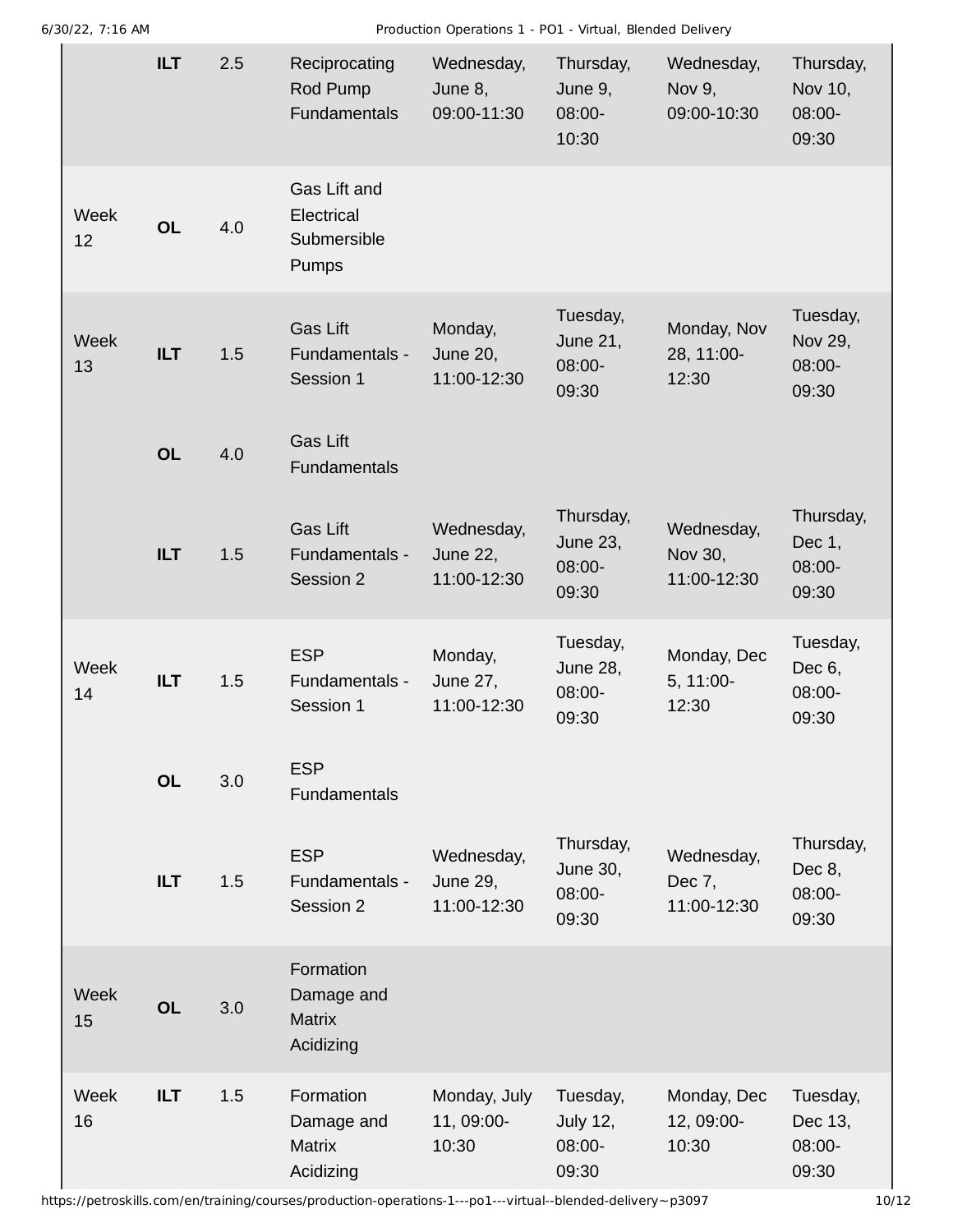| | | | | | | | |
|---|---|---|---|---|---|---|---|
| | **ILT** | 2.5 | Reciprocating Rod Pump Fundamentals | Wednesday, June 8, 09:00-11:30 | Thursday, June 9, 08:00-10:30 | Wednesday, Nov 9, 09:00-10:30 | Thursday, Nov 10, 08:00-09:30 |
| Week 12 | **OL** | 4.0 | Gas Lift and Electrical Submersible Pumps | | | | |
| Week 13 | **ILT** | 1.5 | Gas Lift Fundamentals - Session 1 | Monday, June 20, 11:00-12:30 | Tuesday, June 21, 08:00-09:30 | Monday, Nov 28, 11:00-12:30 | Tuesday, Nov 29, 08:00-09:30 |
| | **OL** | 4.0 | Gas Lift Fundamentals | | | | |
| | **ILT** | 1.5 | Gas Lift Fundamentals - Session 2 | Wednesday, June 22, 11:00-12:30 | Thursday, June 23, 08:00-09:30 | Wednesday, Nov 30, 11:00-12:30 | Thursday, Dec 1, 08:00-09:30 |
| Week 14 | **ILT** | 1.5 | ESP Fundamentals - Session 1 | Monday, June 27, 11:00-12:30 | Tuesday, June 28, 08:00-09:30 | Monday, Dec 5, 11:00-12:30 | Tuesday, Dec 6, 08:00-09:30 |
| | **OL** | 3.0 | ESP Fundamentals | | | | |
| | **ILT** | 1.5 | ESP Fundamentals - Session 2 | Wednesday, June 29, 11:00-12:30 | Thursday, June 30, 08:00-09:30 | Wednesday, Dec 7, 11:00-12:30 | Thursday, Dec 8, 08:00-09:30 |
| Week 15 | **OL** | 3.0 | Formation Damage and Matrix Acidizing | | | | |
| Week 16 | **ILT** | 1.5 | Formation Damage and Matrix Acidizing | Monday, July 11, 09:00-10:30 | Tuesday, July 12, 08:00-09:30 | Monday, Dec 12, 09:00-10:30 | Tuesday, Dec 13, 08:00-09:30 |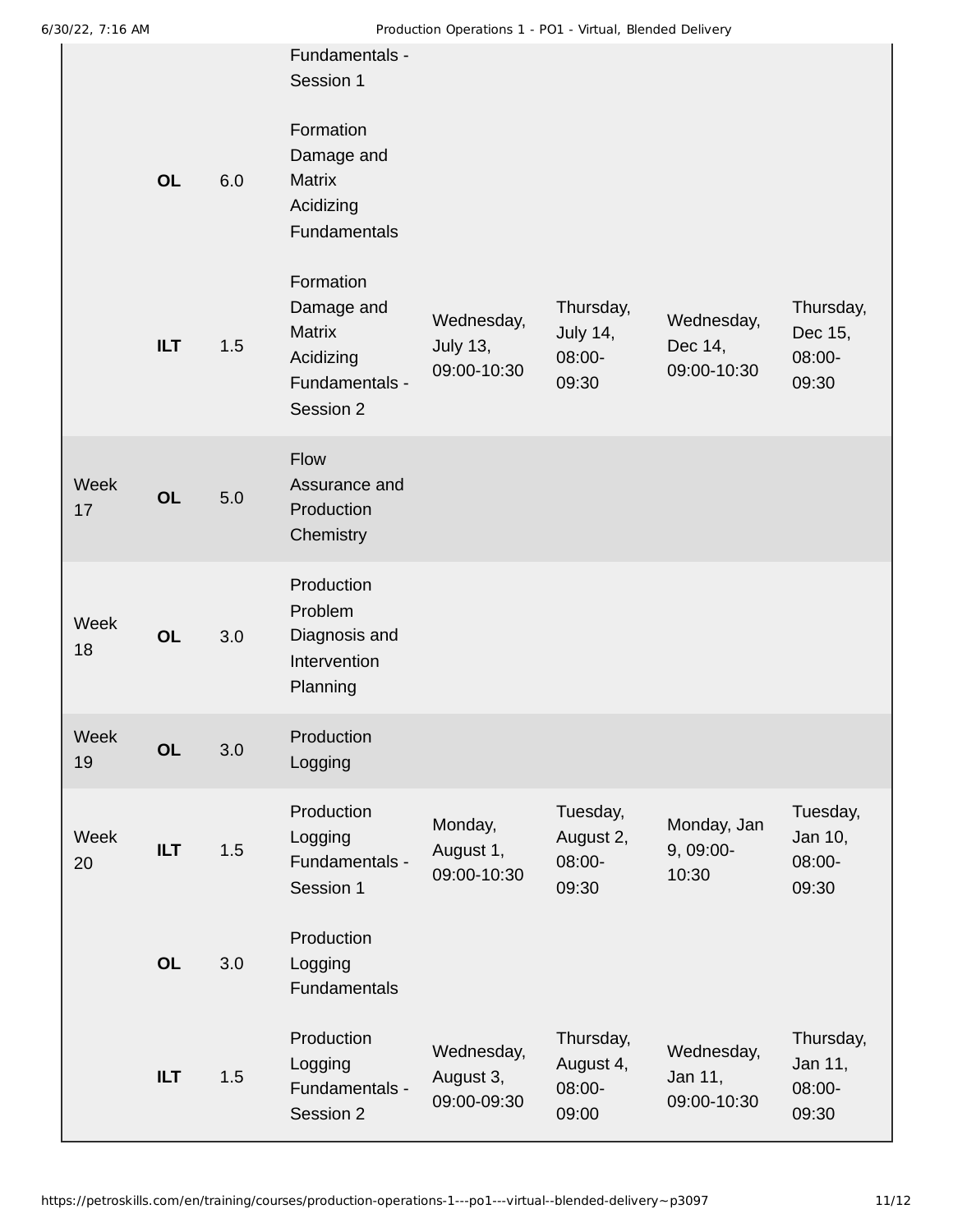| | | | | | | | |
|---|---|---|---|---|---|---|---|
| | | | Fundamentals - Session 1 | | | | |
| | **OL** | 6.0 | Formation Damage and Matrix Acidizing Fundamentals | | | | |
| | **ILT** | 1.5 | Formation Damage and Matrix Acidizing Fundamentals - Session 2 | Wednesday, July 13, 09:00-10:30 | Thursday, July 14, 08:00-09:30 | Wednesday, Dec 14, 09:00-10:30 | Thursday, Dec 15, 08:00-09:30 |
| Week 17 | **OL** | 5.0 | Flow Assurance and Production Chemistry | | | | |
| Week 18 | **OL** | 3.0 | Production Problem Diagnosis and Intervention Planning | | | | |
| Week 19 | **OL** | 3.0 | Production Logging | | | | |
| Week 20 | **ILT** | 1.5 | Production Logging Fundamentals - Session 1 | Monday, August 1, 09:00-10:30 | Tuesday, August 2, 08:00-09:30 | Monday, Jan 9, 09:00-10:30 | Tuesday, Jan 10, 08:00-09:30 |
| | **OL** | 3.0 | Production Logging Fundamentals | | | | |
| | **ILT** | 1.5 | Production Logging Fundamentals - Session 2 | Wednesday, August 3, 09:00-09:30 | Thursday, August 4, 08:00-09:00 | Wednesday, Jan 11, 09:00-10:30 | Thursday, Jan 11, 08:00-09:30 |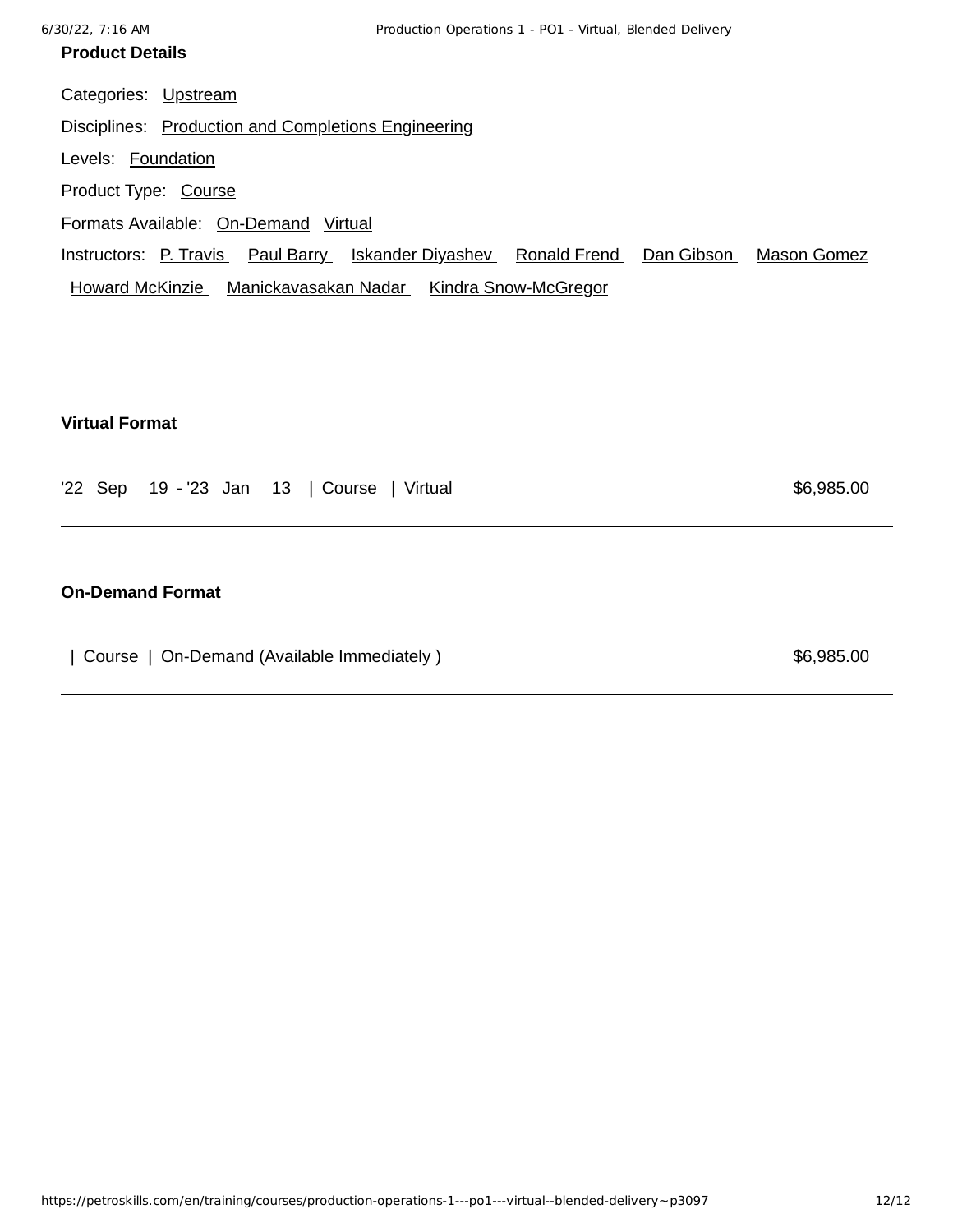**Product Details**

Categories: Upstream

Disciplines: Production and Completions Engineering

Levels: Foundation

Product Type: Course

Formats Available: On-Demand Virtual

Instructors: P. Travis Paul Barry Iskander Diyashev Ronald Frend Dan Gibson Mason Gomez Howard McKinzie Manickavasakan Nadar Kindra Snow-McGregor

**Virtual Format**

'22 Sep 19 - '23 Jan 13 | Course | Virtual $6,985.00

**On-Demand Format**

| Course | On-Demand (Available Immediately ) $6,985.00